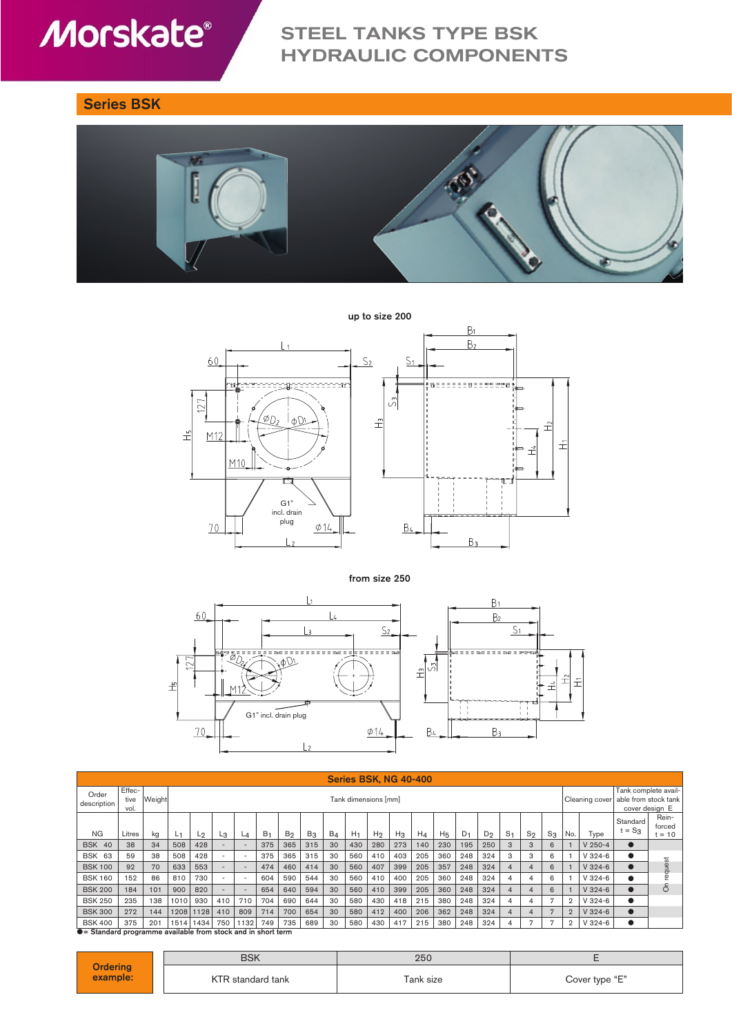**Morskate®**

# STEEL TANKS TYPE BSK HYDRAULIC COMPONENTS

## Series BSK

up to size 200

from size 250

**Series BSK, NG 40-400**

| Order description | Effective vol. | Weight | Tank dimensions [mm] | | | | | | | | | | | | | | | | | | Cleaning cover | | Tank complete available from stock tank cover design E | |
|---|---|---|---|---|---|---|---|---|---|---|---|---|---|---|---|---|---|---|---|---|---|---|---|---|
| NG | Litres | kg | $L_1$ | $L_2$ | $L_3$ | $L_4$ | $B_1$ | $B_2$ | $B_3$ | $B_4$ | $H_1$ | $H_2$ | $H_3$ | $H_4$ | $H_5$ | $D_1$ | $D_2$ | $S_1$ | $S_2$ | $S_3$ | No. | Type | Standard $t = S_3$ | Reinforced $t = 10$ |
| BSK 40 | 38 | 34 | 508 | 428 | - | - | 375 | 365 | 315 | 30 | 430 | 280 | 273 | 140 | 230 | 195 | 250 | 3 | 3 | 6 | 1 | V 250-4 | ● | On request |
| BSK 63 | 59 | 38 | 508 | 428 | - | - | 375 | 365 | 315 | 30 | 560 | 410 | 403 | 205 | 360 | 248 | 324 | 3 | 3 | 6 | 1 | V 324-6 | ● | |
| BSK 100 | 92 | 70 | 633 | 553 | - | - | 474 | 460 | 414 | 30 | 560 | 407 | 399 | 205 | 357 | 248 | 324 | 4 | 4 | 6 | 1 | V 324-6 | ● | |
| BSK 160 | 152 | 86 | 810 | 730 | - | - | 604 | 590 | 544 | 30 | 560 | 410 | 400 | 205 | 360 | 248 | 324 | 4 | 4 | 6 | 1 | V 324-6 | ● | |
| BSK 200 | 184 | 101 | 900 | 820 | - | - | 654 | 640 | 594 | 30 | 560 | 410 | 399 | 205 | 360 | 248 | 324 | 4 | 4 | 6 | 1 | V 324-6 | ● | |
| BSK 250 | 235 | 138 | 1010 | 930 | 410 | 710 | 704 | 690 | 644 | 30 | 580 | 430 | 418 | 215 | 380 | 248 | 324 | 4 | 4 | 7 | 2 | V 324-6 | ● | |
| BSK 300 | 272 | 144 | 1208 | 1128 | 410 | 809 | 714 | 700 | 654 | 30 | 580 | 412 | 400 | 206 | 362 | 248 | 324 | 4 | 4 | 7 | 2 | V 324-6 | ● | |
| BSK 400 | 375 | 201 | 1514 | 1434 | 750 | 1132 | 749 | 735 | 689 | 30 | 580 | 430 | 417 | 215 | 380 | 248 | 324 | 4 | 7 | 7 | 2 | V 324-6 | ● | |

● = Standard programme available from stock and in short term

**Ordering example:**

| BSK | 250 | E |
|---|---|---|
| KTR standard tank | Tank size | Cover type "E" |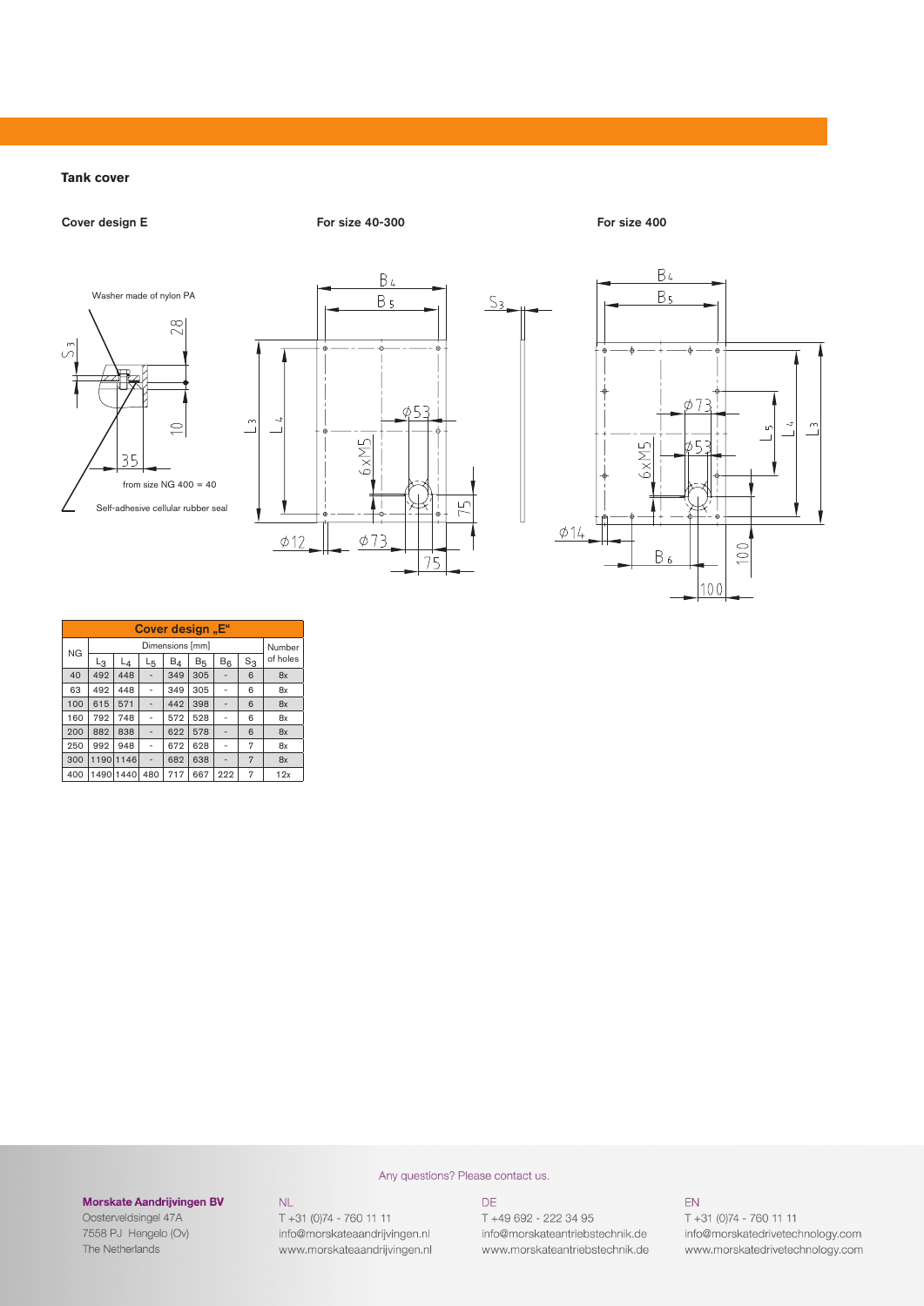## Tank cover

**Cover design E**

**For size 40-300**

**For size 400**

Washer made of nylon PA

from size NG 400 = 40

Self-adhesive cellular rubber seal

| Cover design „E" | | | | | | | | |
|---|---|---|---|---|---|---|---|---|
| NG | Dimensions [mm] | | | | | | | Number of holes |
| | $L_3$ | $L_4$ | $L_5$ | $B_4$ | $B_5$ | $B_6$ | $S_3$ | |
| 40 | 492 | 448 | - | 349 | 305 | - | 6 | 8x |
| 63 | 492 | 448 | - | 349 | 305 | - | 6 | 8x |
| 100 | 615 | 571 | - | 442 | 398 | - | 6 | 8x |
| 160 | 792 | 748 | - | 572 | 528 | - | 6 | 8x |
| 200 | 882 | 838 | - | 622 | 578 | - | 6 | 8x |
| 250 | 992 | 948 | - | 672 | 628 | - | 7 | 8x |
| 300 | 1190 | 1146 | - | 682 | 638 | - | 7 | 8x |
| 400 | 1490 | 1440 | 480 | 717 | 667 | 222 | 7 | 12x |

Any questions? Please contact us.

**Morskate Aandrijvingen BV**
Oosterveldsingel 47A
7558 PJ Hengelo (Ov)
The Netherlands

NL
T +31 (0)74 - 760 11 11
info@morskateaandrijvingen.nl
www.morskateaandrijvingen.nl

DE
T +49 692 - 222 34 95
info@morskateantriebstechnik.de
www.morskateantriebstechnik.de

EN
T +31 (0)74 - 760 11 11
info@morskatedrivetechnology.com
www.morskatedrivetechnology.com